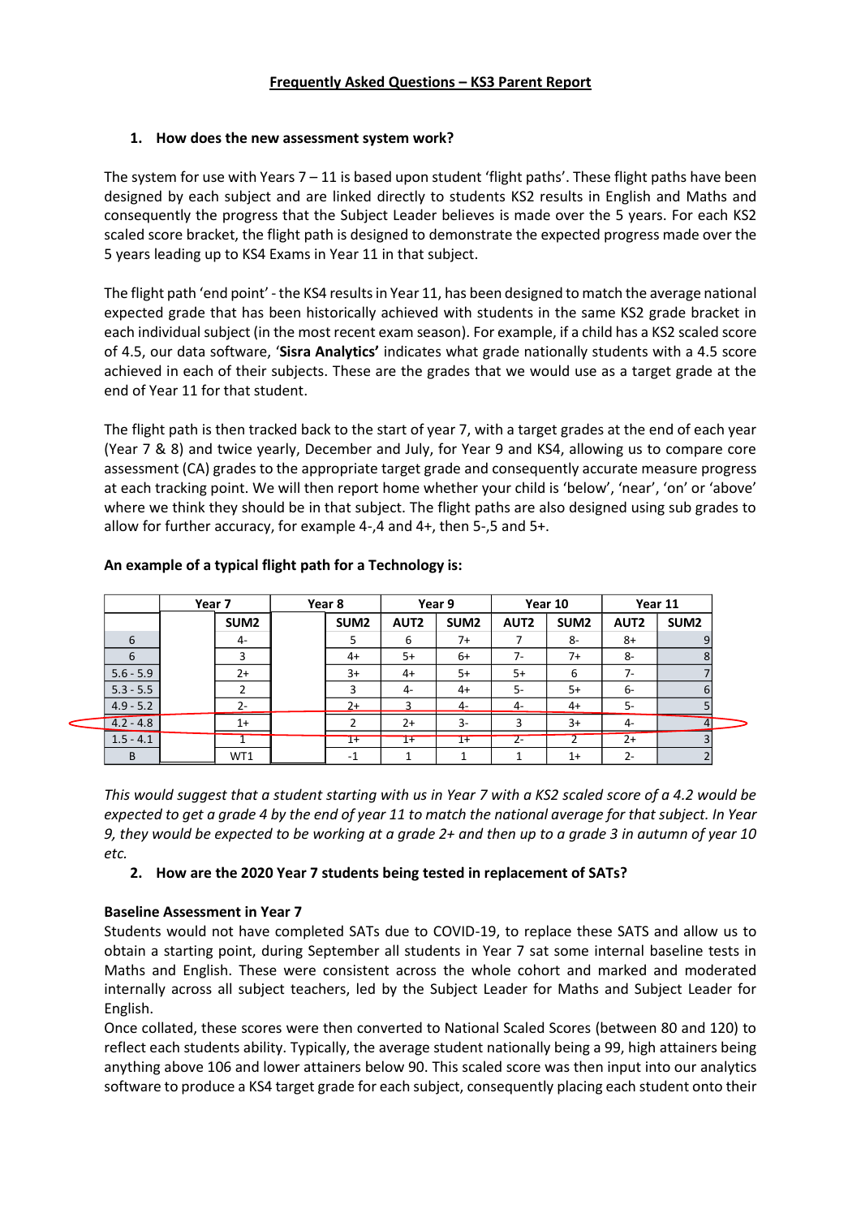## Frequently Asked Questions – KS3 Parent Report

### 1. How does the new assessment system work?

The system for use with Years 7 – 11 is based upon student 'flight paths'. These flight paths have been designed by each subject and are linked directly to students KS2 results in English and Maths and consequently the progress that the Subject Leader believes is made over the 5 years. For each KS2 scaled score bracket, the flight path is designed to demonstrate the expected progress made over the 5 years leading up to KS4 Exams in Year 11 in that subject.

The flight path 'end point' - the KS4 results in Year 11, has been designed to match the average national expected grade that has been historically achieved with students in the same KS2 grade bracket in each individual subject (in the most recent exam season). For example, if a child has a KS2 scaled score of 4.5, our data software, '**Sisra Analytics'** indicates what grade nationally students with a 4.5 score achieved in each of their subjects. These are the grades that we would use as a target grade at the end of Year 11 for that student.

The flight path is then tracked back to the start of year 7, with a target grades at the end of each year (Year 7 & 8) and twice yearly, December and July, for Year 9 and KS4, allowing us to compare core assessment (CA) grades to the appropriate target grade and consequently accurate measure progress at each tracking point. We will then report home whether your child is 'below', 'near', 'on' or 'above' where we think they should be in that subject. The flight paths are also designed using sub grades to allow for further accuracy, for example 4-,4 and 4+, then 5-,5 and 5+.

**An example of a typical flight path for a Technology is:**

| | Year 7 | | Year 8 | | Year 9 | | Year 10 | | Year 11 | |
|---|---|---|---|---|---|---|---|---|---|---|
| | | SUM2 | | SUM2 | AUT2 | SUM2 | AUT2 | SUM2 | AUT2 | SUM2 |
| 6 | | 4- | | 5 | 6 | 7+ | 7 | 8- | 8+ | 9 |
| 6 | | 3 | | 4+ | 5+ | 6+ | 7- | 7+ | 8- | 8 |
| 5.6 - 5.9 | | 2+ | | 3+ | 4+ | 5+ | 5+ | 6 | 7- | 7 |
| 5.3 - 5.5 | | 2 | | 3 | 4- | 4+ | 5- | 5+ | 6- | 6 |
| 4.9 - 5.2 | | 2- | | 2+ | 3 | 4- | 4- | 4+ | 5- | 5 |
| 4.2 - 4.8 | | 1+ | | 2 | 2+ | 3- | 3 | 3+ | 4- | 4 |
| 1.5 - 4.1 | | 1 | | 1+ | 1+ | 1+ | 2- | 2 | 2+ | 3 |
| B | | WT1 | | -1 | 1 | 1 | 1 | 1+ | 2- | 2 |

*This would suggest that a student starting with us in Year 7 with a KS2 scaled score of a 4.2 would be expected to get a grade 4 by the end of year 11 to match the national average for that subject. In Year 9, they would be expected to be working at a grade 2+ and then up to a grade 3 in autumn of year 10 etc.*

### 2. How are the 2020 Year 7 students being tested in replacement of SATs?

**Baseline Assessment in Year 7**

Students would not have completed SATs due to COVID-19, to replace these SATS and allow us to obtain a starting point, during September all students in Year 7 sat some internal baseline tests in Maths and English. These were consistent across the whole cohort and marked and moderated internally across all subject teachers, led by the Subject Leader for Maths and Subject Leader for English.

Once collated, these scores were then converted to National Scaled Scores (between 80 and 120) to reflect each students ability. Typically, the average student nationally being a 99, high attainers being anything above 106 and lower attainers below 90. This scaled score was then input into our analytics software to produce a KS4 target grade for each subject, consequently placing each student onto their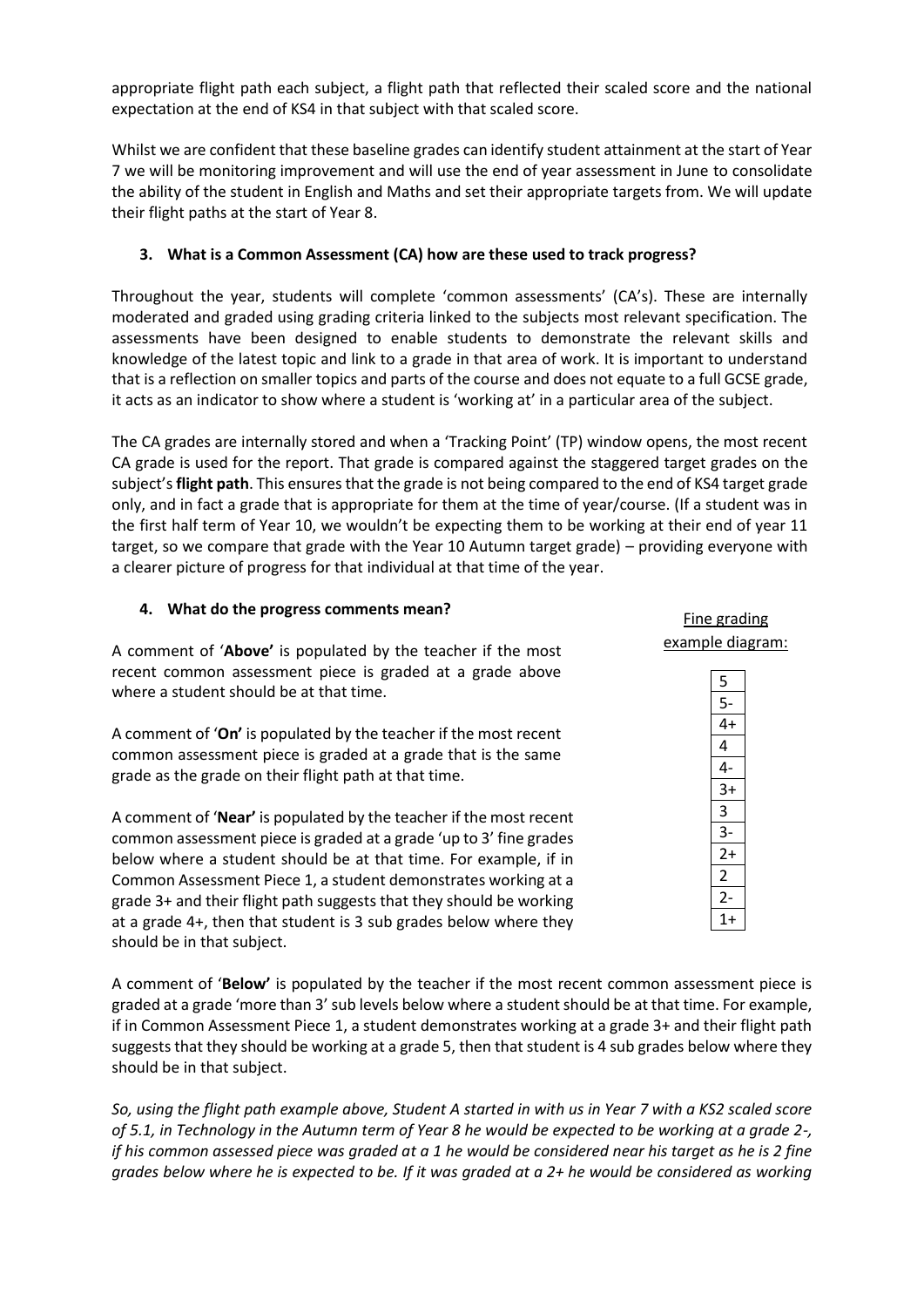appropriate flight path each subject, a flight path that reflected their scaled score and the national expectation at the end of KS4 in that subject with that scaled score.

Whilst we are confident that these baseline grades can identify student attainment at the start of Year 7 we will be monitoring improvement and will use the end of year assessment in June to consolidate the ability of the student in English and Maths and set their appropriate targets from. We will update their flight paths at the start of Year 8.

### 3. What is a Common Assessment (CA) how are these used to track progress?

Throughout the year, students will complete 'common assessments' (CA's). These are internally moderated and graded using grading criteria linked to the subjects most relevant specification. The assessments have been designed to enable students to demonstrate the relevant skills and knowledge of the latest topic and link to a grade in that area of work. It is important to understand that is a reflection on smaller topics and parts of the course and does not equate to a full GCSE grade, it acts as an indicator to show where a student is 'working at' in a particular area of the subject.

The CA grades are internally stored and when a 'Tracking Point' (TP) window opens, the most recent CA grade is used for the report. That grade is compared against the staggered target grades on the subject's **flight path**. This ensures that the grade is not being compared to the end of KS4 target grade only, and in fact a grade that is appropriate for them at the time of year/course. (If a student was in the first half term of Year 10, we wouldn't be expecting them to be working at their end of year 11 target, so we compare that grade with the Year 10 Autumn target grade) – providing everyone with a clearer picture of progress for that individual at that time of the year.

### 4. What do the progress comments mean?

A comment of '**Above**' is populated by the teacher if the most recent common assessment piece is graded at a grade above where a student should be at that time.

A comment of '**On**' is populated by the teacher if the most recent common assessment piece is graded at a grade that is the same grade as the grade on their flight path at that time.

A comment of '**Near**' is populated by the teacher if the most recent common assessment piece is graded at a grade 'up to 3' fine grades below where a student should be at that time. For example, if in Common Assessment Piece 1, a student demonstrates working at a grade 3+ and their flight path suggests that they should be working at a grade 4+, then that student is 3 sub grades below where they should be in that subject.

Fine grading example diagram:

| 5 |
|---|
| 5- |
| 4+ |
| 4 |
| 4- |
| 3+ |
| 3 |
| 3- |
| 2+ |
| 2 |
| 2- |
| 1+ |

A comment of '**Below**' is populated by the teacher if the most recent common assessment piece is graded at a grade 'more than 3' sub levels below where a student should be at that time. For example, if in Common Assessment Piece 1, a student demonstrates working at a grade 3+ and their flight path suggests that they should be working at a grade 5, then that student is 4 sub grades below where they should be in that subject.

*So, using the flight path example above, Student A started in with us in Year 7 with a KS2 scaled score of 5.1, in Technology in the Autumn term of Year 8 he would be expected to be working at a grade 2-, if his common assessed piece was graded at a 1 he would be considered near his target as he is 2 fine grades below where he is expected to be. If it was graded at a 2+ he would be considered as working*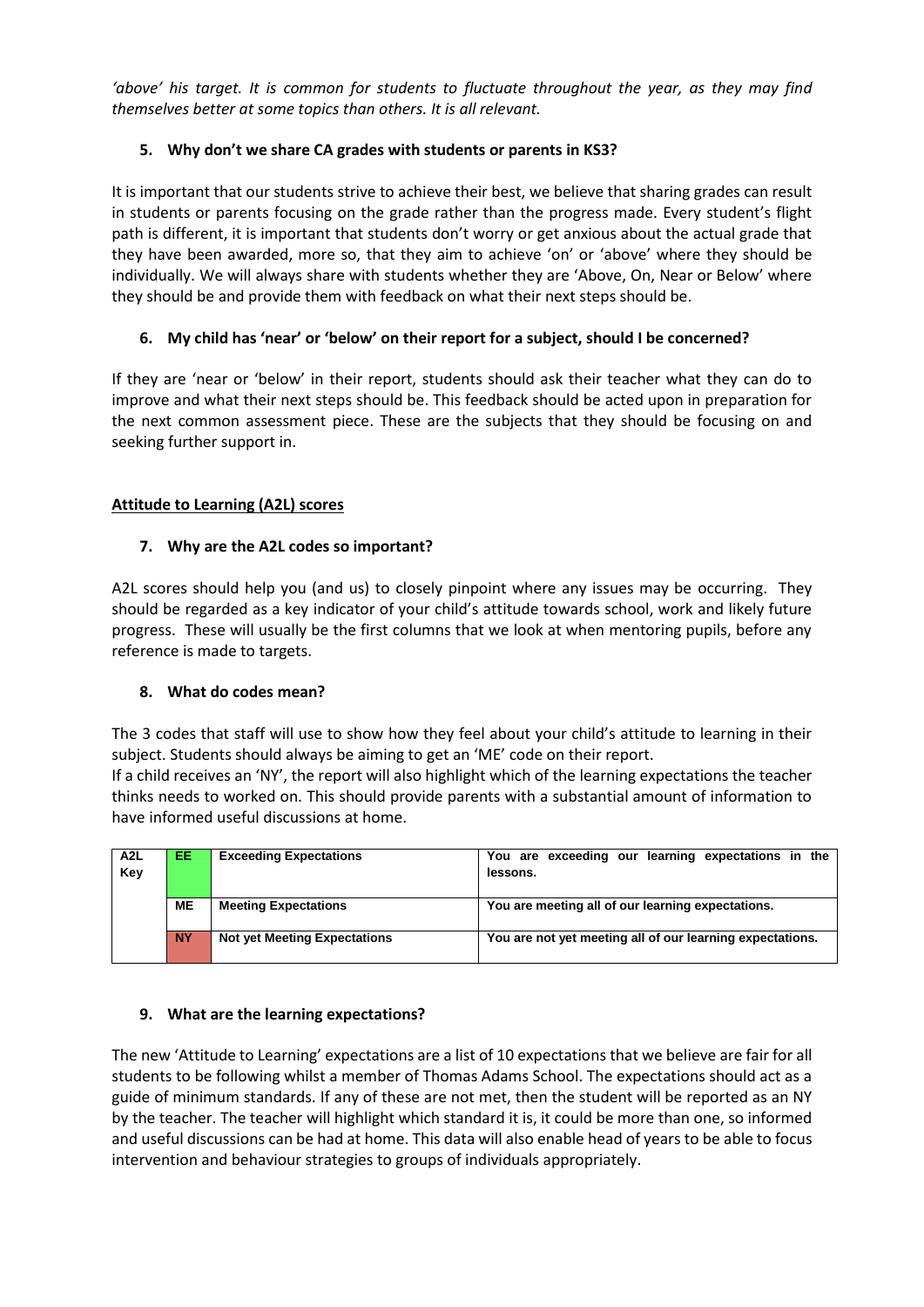*'above' his target. It is common for students to fluctuate throughout the year, as they may find themselves better at some topics than others. It is all relevant.*

### 5. Why don't we share CA grades with students or parents in KS3?

It is important that our students strive to achieve their best, we believe that sharing grades can result in students or parents focusing on the grade rather than the progress made. Every student's flight path is different, it is important that students don't worry or get anxious about the actual grade that they have been awarded, more so, that they aim to achieve 'on' or 'above' where they should be individually. We will always share with students whether they are 'Above, On, Near or Below' where they should be and provide them with feedback on what their next steps should be.

### 6. My child has 'near' or 'below' on their report for a subject, should I be concerned?

If they are 'near or 'below' in their report, students should ask their teacher what they can do to improve and what their next steps should be. This feedback should be acted upon in preparation for the next common assessment piece. These are the subjects that they should be focusing on and seeking further support in.

## Attitude to Learning (A2L) scores

### 7. Why are the A2L codes so important?

A2L scores should help you (and us) to closely pinpoint where any issues may be occurring. They should be regarded as a key indicator of your child's attitude towards school, work and likely future progress. These will usually be the first columns that we look at when mentoring pupils, before any reference is made to targets.

### 8. What do codes mean?

The 3 codes that staff will use to show how they feel about your child's attitude to learning in their subject. Students should always be aiming to get an 'ME' code on their report.
If a child receives an 'NY', the report will also highlight which of the learning expectations the teacher thinks needs to worked on. This should provide parents with a substantial amount of information to have informed useful discussions at home.

| A2L Key | Code | Meaning | Description |
|---|---|---|---|
| | EE | Exceeding Expectations | You are exceeding our learning expectations in the lessons. |
| | ME | Meeting Expectations | You are meeting all of our learning expectations. |
| | NY | Not yet Meeting Expectations | You are not yet meeting all of our learning expectations. |

### 9. What are the learning expectations?

The new 'Attitude to Learning' expectations are a list of 10 expectations that we believe are fair for all students to be following whilst a member of Thomas Adams School. The expectations should act as a guide of minimum standards. If any of these are not met, then the student will be reported as an NY by the teacher. The teacher will highlight which standard it is, it could be more than one, so informed and useful discussions can be had at home. This data will also enable head of years to be able to focus intervention and behaviour strategies to groups of individuals appropriately.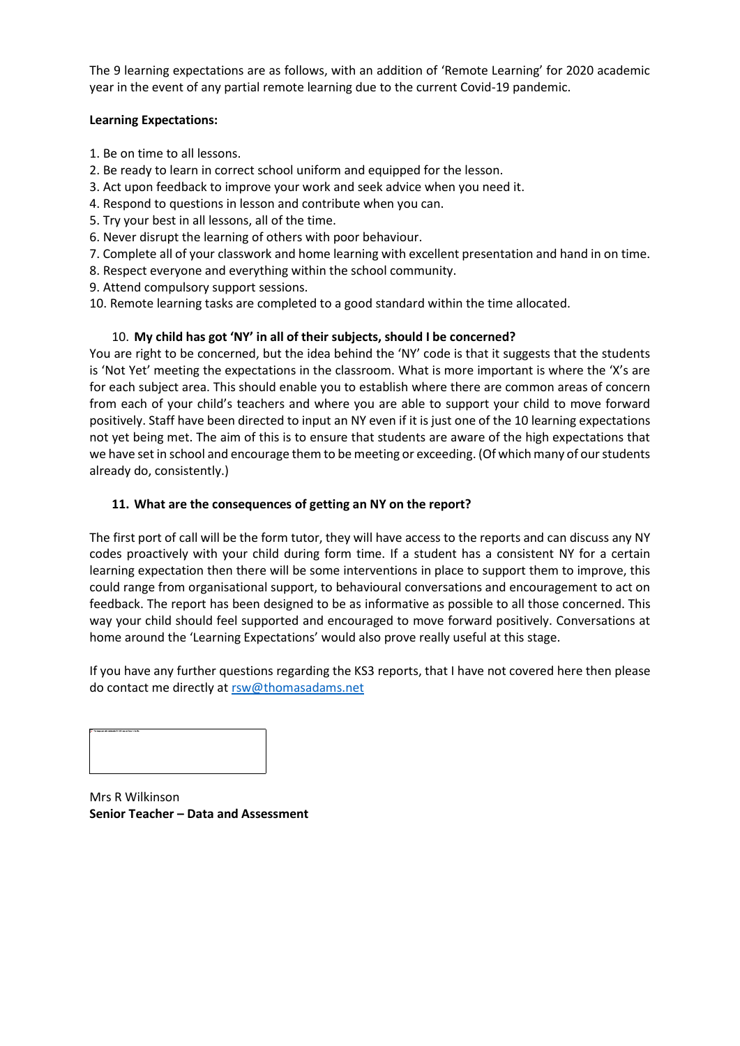The 9 learning expectations are as follows, with an addition of 'Remote Learning' for 2020 academic year in the event of any partial remote learning due to the current Covid-19 pandemic.

**Learning Expectations:**

1. Be on time to all lessons.
2. Be ready to learn in correct school uniform and equipped for the lesson.
3. Act upon feedback to improve your work and seek advice when you need it.
4. Respond to questions in lesson and contribute when you can.
5. Try your best in all lessons, all of the time.
6. Never disrupt the learning of others with poor behaviour.
7. Complete all of your classwork and home learning with excellent presentation and hand in on time.
8. Respect everyone and everything within the school community.
9. Attend compulsory support sessions.
10. Remote learning tasks are completed to a good standard within the time allocated.

**10. My child has got 'NY' in all of their subjects, should I be concerned?**

You are right to be concerned, but the idea behind the 'NY' code is that it suggests that the students is 'Not Yet' meeting the expectations in the classroom. What is more important is where the 'X's are for each subject area. This should enable you to establish where there are common areas of concern from each of your child's teachers and where you are able to support your child to move forward positively. Staff have been directed to input an NY even if it is just one of the 10 learning expectations not yet being met. The aim of this is to ensure that students are aware of the high expectations that we have set in school and encourage them to be meeting or exceeding. (Of which many of our students already do, consistently.)

**11. What are the consequences of getting an NY on the report?**

The first port of call will be the form tutor, they will have access to the reports and can discuss any NY codes proactively with your child during form time. If a student has a consistent NY for a certain learning expectation then there will be some interventions in place to support them to improve, this could range from organisational support, to behavioural conversations and encouragement to act on feedback. The report has been designed to be as informative as possible to all those concerned. This way your child should feel supported and encouraged to move forward positively. Conversations at home around the 'Learning Expectations' would also prove really useful at this stage.

If you have any further questions regarding the KS3 reports, that I have not covered here then please do contact me directly at rsw@thomasadams.net

Mrs R Wilkinson
**Senior Teacher – Data and Assessment**